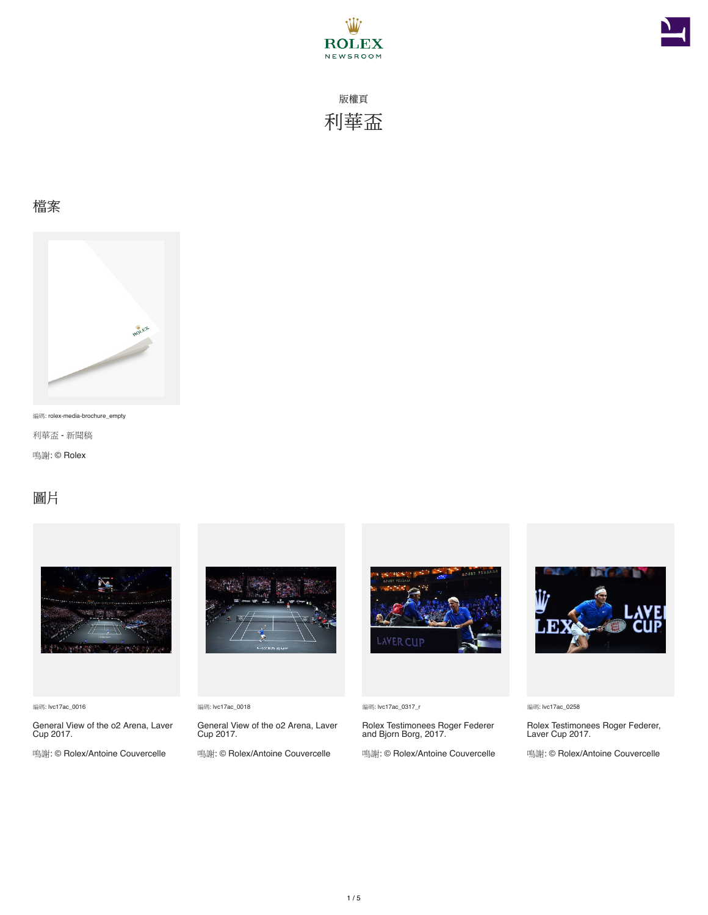版權頁

# 利華盃

## 檔案

編碼: rolex-media-brochure_empty

利華盃 - 新聞稿

鳴謝: © Rolex

## 圖片

編碼: lvc17ac_0016

General View of the o2 Arena, Laver Cup 2017.

鳴謝: © Rolex/Antoine Couvercelle

編碼: lvc17ac_0018

General View of the o2 Arena, Laver Cup 2017.

鳴謝: © Rolex/Antoine Couvercelle

編碼: lvc17ac_0317_r

Rolex Testimonees Roger Federer and Bjorn Borg, 2017.

鳴謝: © Rolex/Antoine Couvercelle

編碼: lvc17ac_0258

Rolex Testimonees Roger Federer, Laver Cup 2017.

鳴謝: © Rolex/Antoine Couvercelle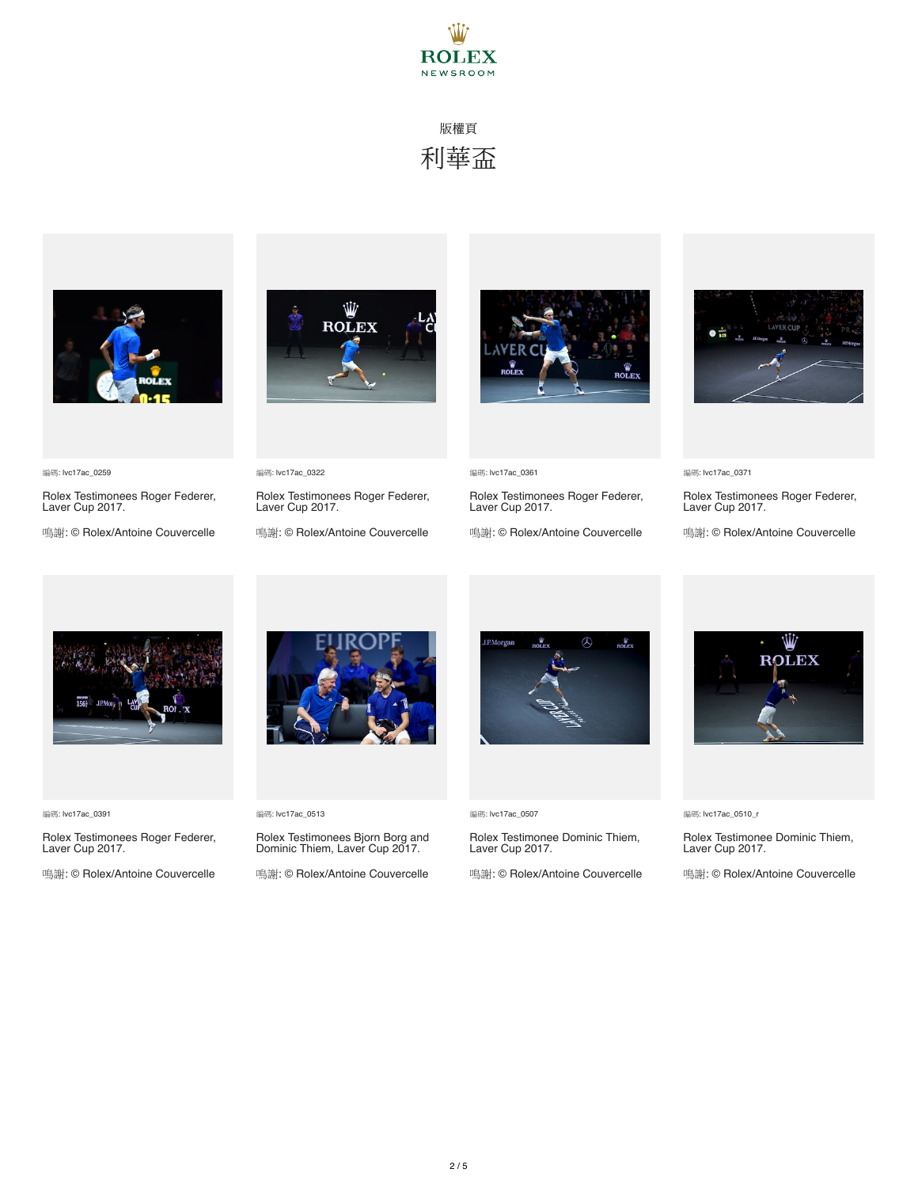ROLEX
NEWSROOM

版權頁

# 利華盃

編碼: lvc17ac_0259

Rolex Testimonees Roger Federer, Laver Cup 2017.

鳴謝: © Rolex/Antoine Couvercelle

編碼: lvc17ac_0322

Rolex Testimonees Roger Federer, Laver Cup 2017.

鳴謝: © Rolex/Antoine Couvercelle

編碼: lvc17ac_0361

Rolex Testimonees Roger Federer, Laver Cup 2017.

鳴謝: © Rolex/Antoine Couvercelle

編碼: lvc17ac_0371

Rolex Testimonees Roger Federer, Laver Cup 2017.

鳴謝: © Rolex/Antoine Couvercelle

編碼: lvc17ac_0391

Rolex Testimonees Roger Federer, Laver Cup 2017.

鳴謝: © Rolex/Antoine Couvercelle

編碼: lvc17ac_0513

Rolex Testimonees Bjorn Borg and Dominic Thiem, Laver Cup 2017.

鳴謝: © Rolex/Antoine Couvercelle

編碼: lvc17ac_0507

Rolex Testimonee Dominic Thiem, Laver Cup 2017.

鳴謝: © Rolex/Antoine Couvercelle

編碼: lvc17ac_0510_r

Rolex Testimonee Dominic Thiem, Laver Cup 2017.

鳴謝: © Rolex/Antoine Couvercelle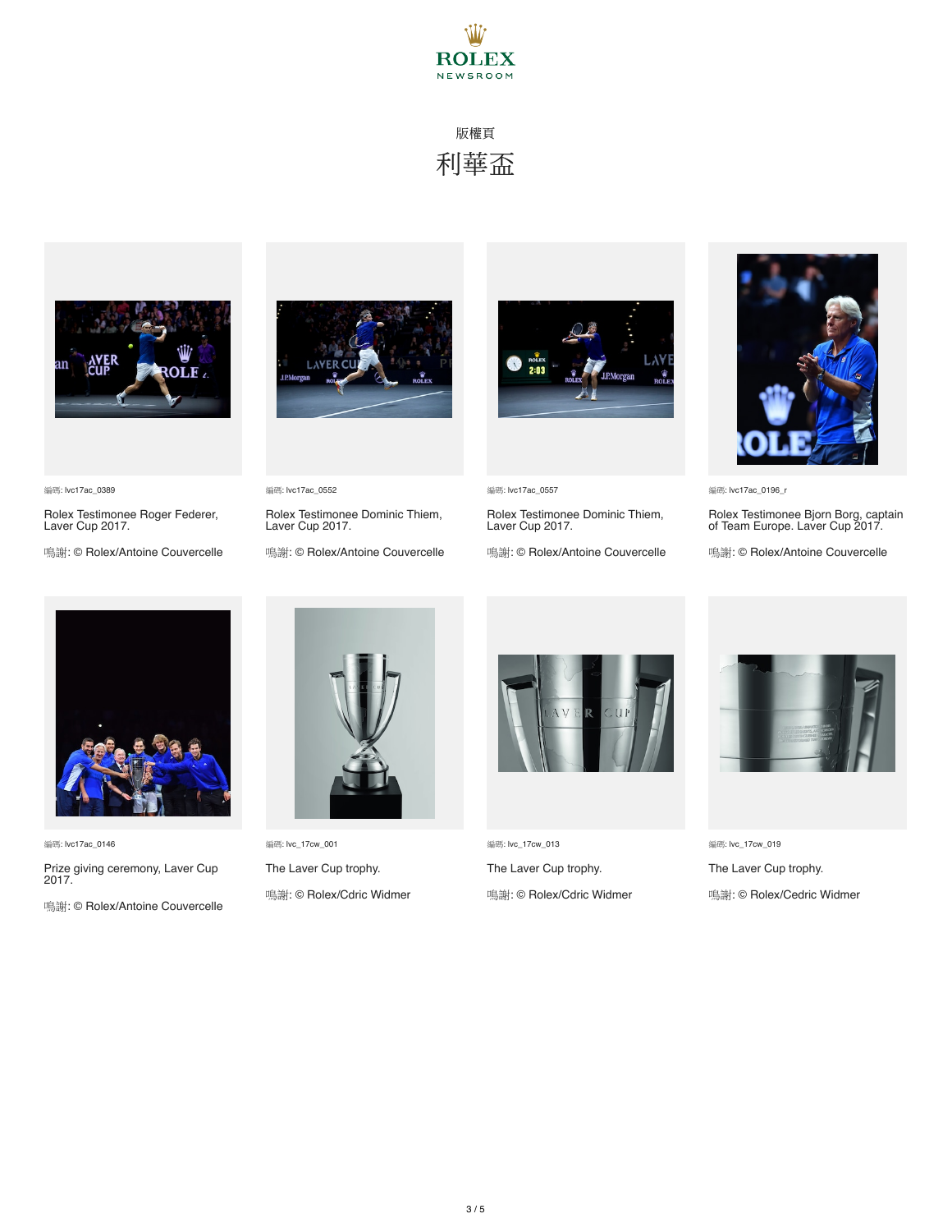ROLEX NEWSROOM

版權頁

# 利華盃

編碼: lvc17ac_0389

Rolex Testimonee Roger Federer, Laver Cup 2017.

鳴謝: © Rolex/Antoine Couvercelle

編碼: lvc17ac_0552

Rolex Testimonee Dominic Thiem, Laver Cup 2017.

鳴謝: © Rolex/Antoine Couvercelle

編碼: lvc17ac_0557

Rolex Testimonee Dominic Thiem, Laver Cup 2017.

鳴謝: © Rolex/Antoine Couvercelle

編碼: lvc17ac_0196_r

Rolex Testimonee Bjorn Borg, captain of Team Europe. Laver Cup 2017.

鳴謝: © Rolex/Antoine Couvercelle

編碼: lvc17ac_0146

Prize giving ceremony, Laver Cup 2017.

鳴謝: © Rolex/Antoine Couvercelle

編碼: lvc_17cw_001

The Laver Cup trophy.

鳴謝: © Rolex/Cdric Widmer

編碼: lvc_17cw_013

The Laver Cup trophy.

鳴謝: © Rolex/Cdric Widmer

編碼: lvc_17cw_019

The Laver Cup trophy.

鳴謝: © Rolex/Cedric Widmer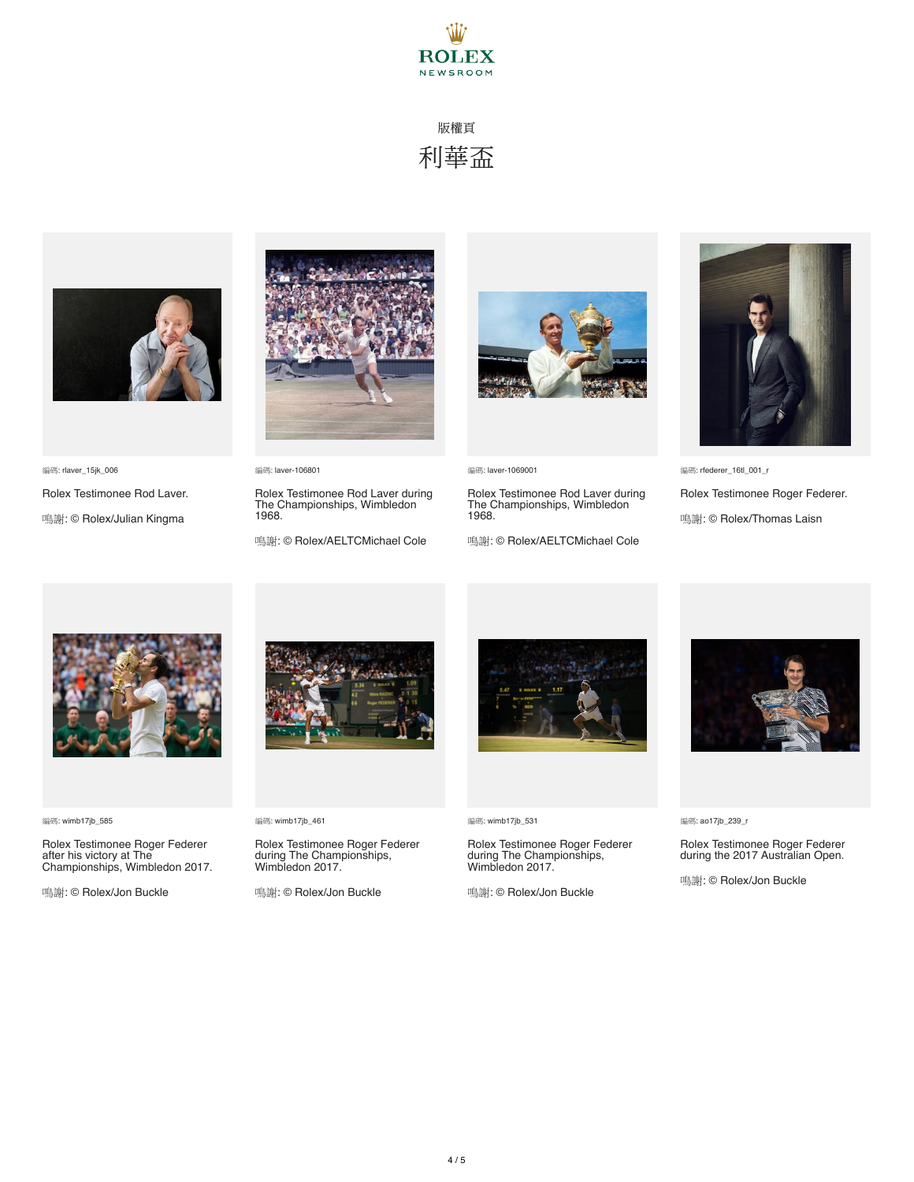ROLEX NEWSROOM

版權頁

# 利華盃

編碼: rlaver_15jk_006

Rolex Testimonee Rod Laver.

鳴謝: © Rolex/Julian Kingma

編碼: laver-106801

Rolex Testimonee Rod Laver during The Championships, Wimbledon 1968.

鳴謝: © Rolex/AELTCMichael Cole

編碼: laver-1069001

Rolex Testimonee Rod Laver during The Championships, Wimbledon 1968.

鳴謝: © Rolex/AELTCMichael Cole

編碼: rfederer_16tl_001_r

Rolex Testimonee Roger Federer.

鳴謝: © Rolex/Thomas Laisn

編碼: wimb17jb_585

Rolex Testimonee Roger Federer after his victory at The Championships, Wimbledon 2017.

鳴謝: © Rolex/Jon Buckle

編碼: wimb17jb_461

Rolex Testimonee Roger Federer during The Championships, Wimbledon 2017.

鳴謝: © Rolex/Jon Buckle

編碼: wimb17jb_531

Rolex Testimonee Roger Federer during The Championships, Wimbledon 2017.

鳴謝: © Rolex/Jon Buckle

編碼: ao17jb_239_r

Rolex Testimonee Roger Federer during the 2017 Australian Open.

鳴謝: © Rolex/Jon Buckle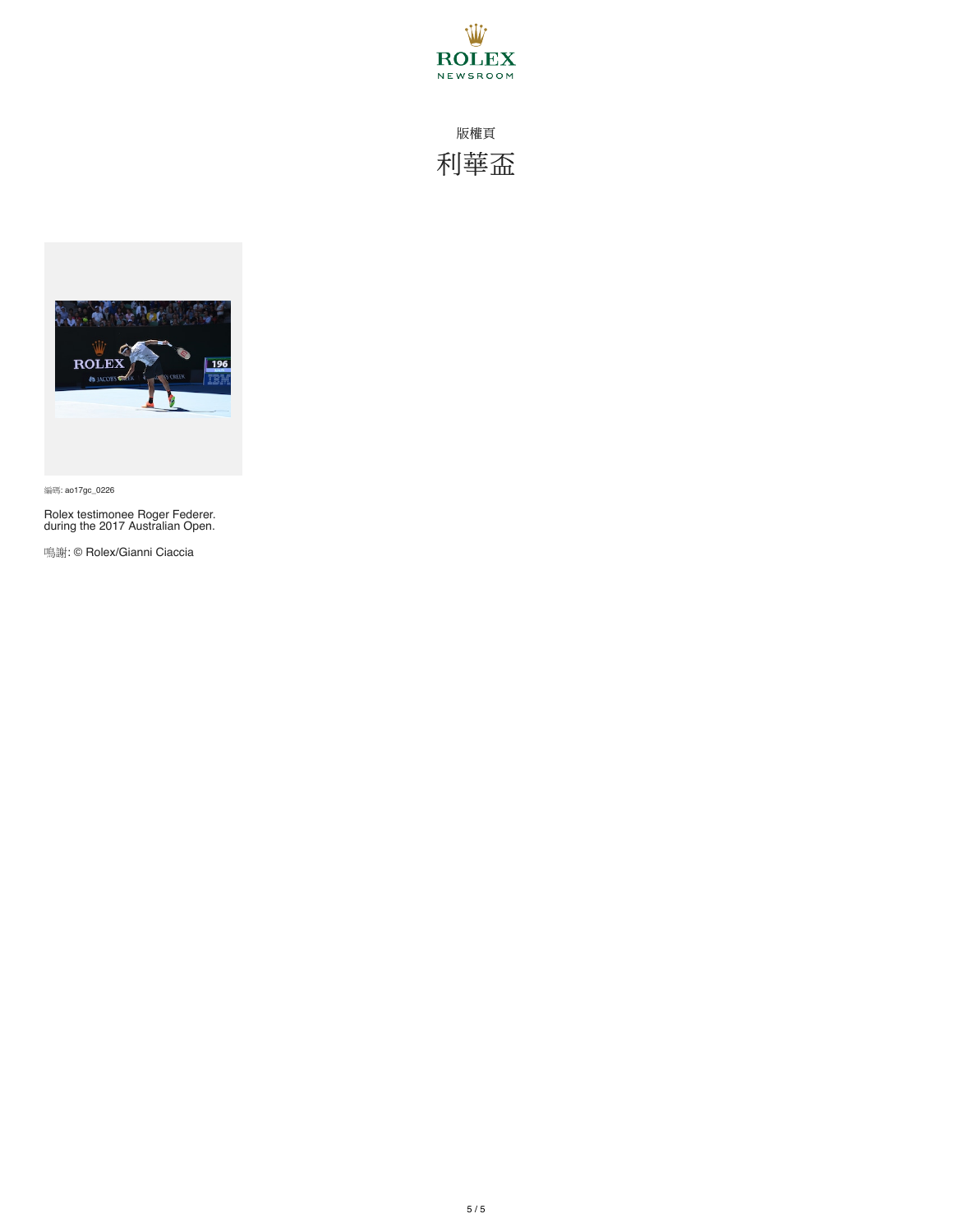ROLEX NEWSROOM

版權頁

# 利華盃

編碼: ao17gc_0226

Rolex testimonee Roger Federer.
during the 2017 Australian Open.

鳴謝: © Rolex/Gianni Ciaccia